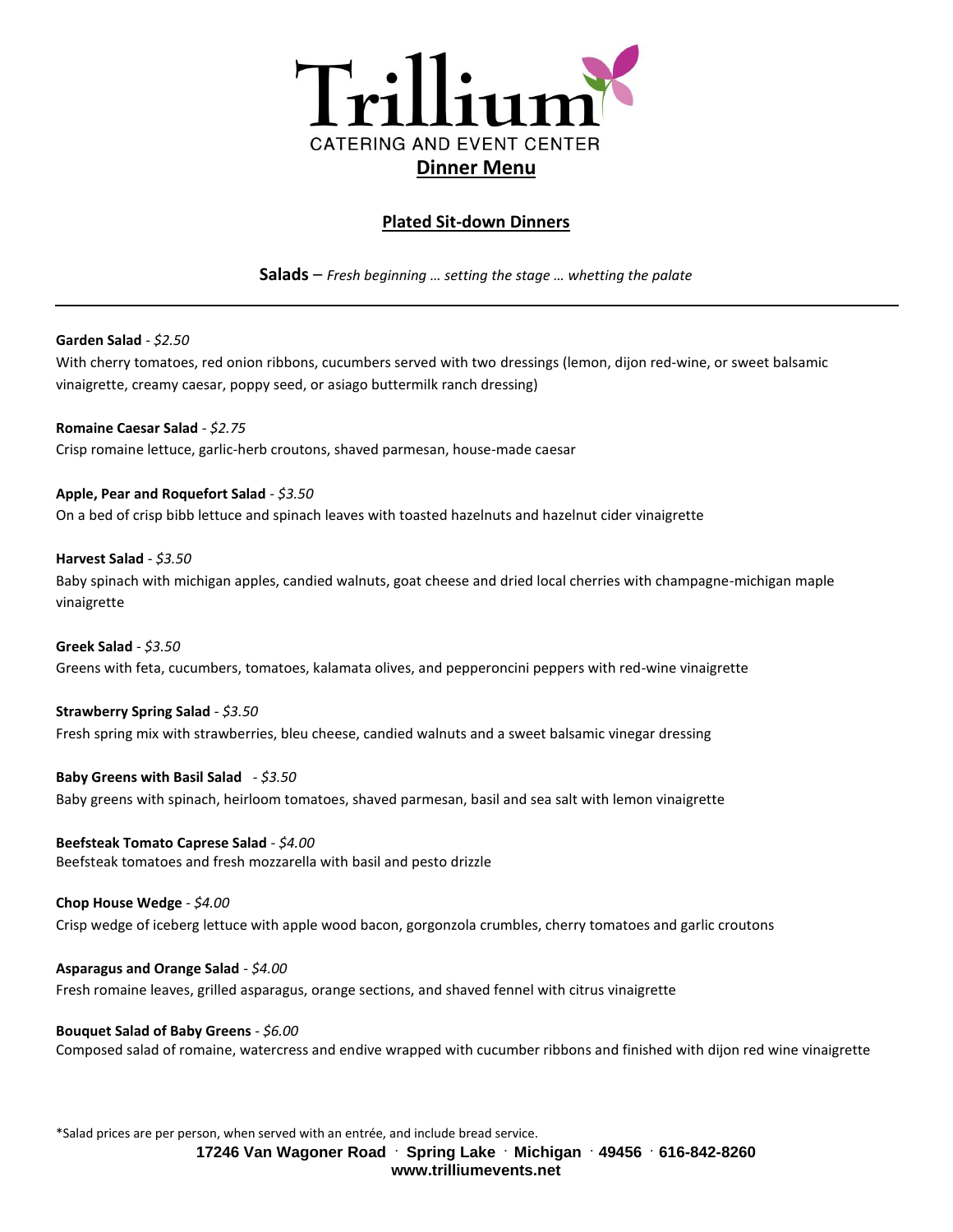# Trillium

CATERING AND EVENT CENTER

## Dinner Menu

### Plated Sit-down Dinners

**Salads** – *Fresh beginning … setting the stage … whetting the palate*

---

**Garden Salad** - *$2.50*
With cherry tomatoes, red onion ribbons, cucumbers served with two dressings (lemon, dijon red-wine, or sweet balsamic vinaigrette, creamy caesar, poppy seed, or asiago buttermilk ranch dressing)

**Romaine Caesar Salad** - *$2.75*
Crisp romaine lettuce, garlic-herb croutons, shaved parmesan, house-made caesar

**Apple, Pear and Roquefort Salad** - *$3.50*
On a bed of crisp bibb lettuce and spinach leaves with toasted hazelnuts and hazelnut cider vinaigrette

**Harvest Salad** - *$3.50*
Baby spinach with michigan apples, candied walnuts, goat cheese and dried local cherries with champagne-michigan maple vinaigrette

**Greek Salad** - *$3.50*
Greens with feta, cucumbers, tomatoes, kalamata olives, and pepperoncini peppers with red-wine vinaigrette

**Strawberry Spring Salad** - *$3.50*
Fresh spring mix with strawberries, bleu cheese, candied walnuts and a sweet balsamic vinegar dressing

**Baby Greens with Basil Salad** - *$3.50*
Baby greens with spinach, heirloom tomatoes, shaved parmesan, basil and sea salt with lemon vinaigrette

**Beefsteak Tomato Caprese Salad** - *$4.00*
Beefsteak tomatoes and fresh mozzarella with basil and pesto drizzle

**Chop House Wedge** - *$4.00*
Crisp wedge of iceberg lettuce with apple wood bacon, gorgonzola crumbles, cherry tomatoes and garlic croutons

**Asparagus and Orange Salad** - *$4.00*
Fresh romaine leaves, grilled asparagus, orange sections, and shaved fennel with citrus vinaigrette

**Bouquet Salad of Baby Greens** - *$6.00*
Composed salad of romaine, watercress and endive wrapped with cucumber ribbons and finished with dijon red wine vinaigrette

*Salad prices are per person, when served with an entrée, and include bread service.

**17246 Van Wagoner Road · Spring Lake · Michigan · 49456 · 616-842-8260**
**www.trilliumevents.net**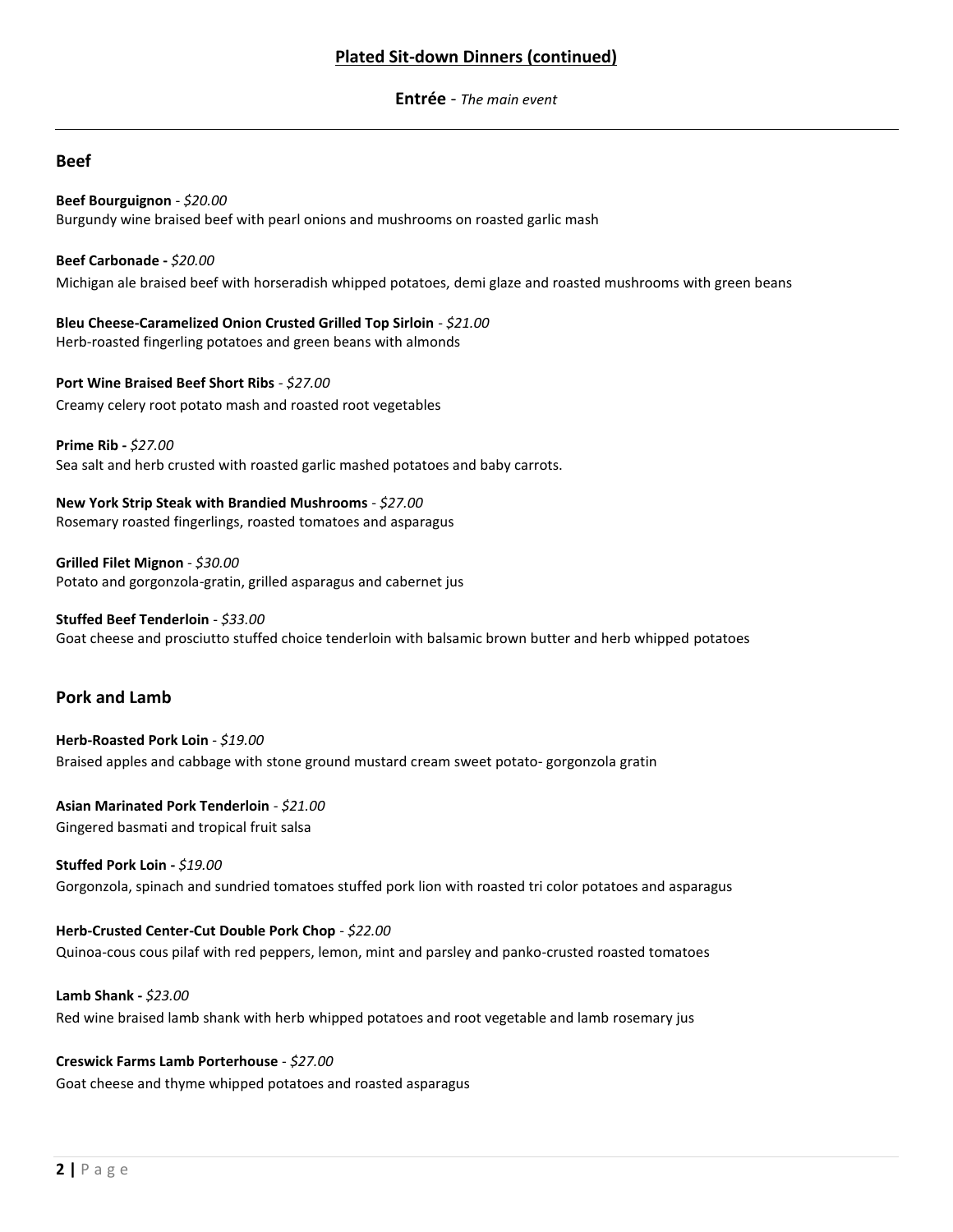## Plated Sit-down Dinners (continued)

**Entrée** - *The main event*

---

### Beef

**Beef Bourguignon** - *$20.00*
Burgundy wine braised beef with pearl onions and mushrooms on roasted garlic mash

**Beef Carbonade -** *$20.00*
Michigan ale braised beef with horseradish whipped potatoes, demi glaze and roasted mushrooms with green beans

**Bleu Cheese-Caramelized Onion Crusted Grilled Top Sirloin** - *$21.00*
Herb-roasted fingerling potatoes and green beans with almonds

**Port Wine Braised Beef Short Ribs** - *$27.00*
Creamy celery root potato mash and roasted root vegetables

**Prime Rib -** *$27.00*
Sea salt and herb crusted with roasted garlic mashed potatoes and baby carrots.

**New York Strip Steak with Brandied Mushrooms** - *$27.00*
Rosemary roasted fingerlings, roasted tomatoes and asparagus

**Grilled Filet Mignon** - *$30.00*
Potato and gorgonzola-gratin, grilled asparagus and cabernet jus

**Stuffed Beef Tenderloin** - *$33.00*
Goat cheese and prosciutto stuffed choice tenderloin with balsamic brown butter and herb whipped potatoes

### Pork and Lamb

**Herb-Roasted Pork Loin** - *$19.00*
Braised apples and cabbage with stone ground mustard cream sweet potato- gorgonzola gratin

**Asian Marinated Pork Tenderloin** - *$21.00*
Gingered basmati and tropical fruit salsa

**Stuffed Pork Loin -** *$19.00*
Gorgonzola, spinach and sundried tomatoes stuffed pork lion with roasted tri color potatoes and asparagus

**Herb-Crusted Center-Cut Double Pork Chop** - *$22.00*
Quinoa-cous cous pilaf with red peppers, lemon, mint and parsley and panko-crusted roasted tomatoes

**Lamb Shank -** *$23.00*
Red wine braised lamb shank with herb whipped potatoes and root vegetable and lamb rosemary jus

**Creswick Farms Lamb Porterhouse** - *$27.00*
Goat cheese and thyme whipped potatoes and roasted asparagus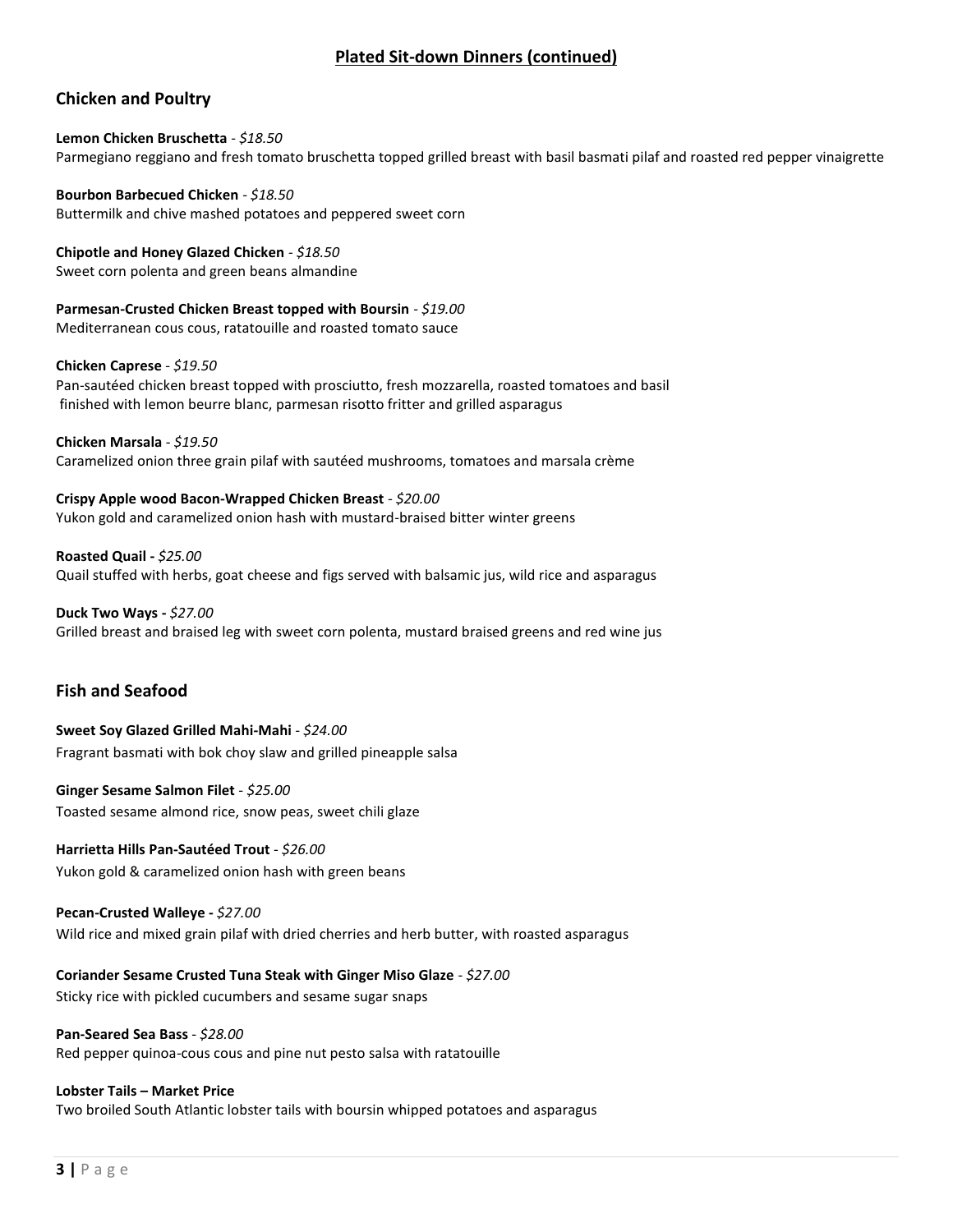## Plated Sit-down Dinners (continued)

### Chicken and Poultry

**Lemon Chicken Bruschetta** - *$18.50*
Parmegiano reggiano and fresh tomato bruschetta topped grilled breast with basil basmati pilaf and roasted red pepper vinaigrette

**Bourbon Barbecued Chicken** - *$18.50*
Buttermilk and chive mashed potatoes and peppered sweet corn

**Chipotle and Honey Glazed Chicken** - *$18.50*
Sweet corn polenta and green beans almandine

**Parmesan-Crusted Chicken Breast topped with Boursin** - *$19.00*
Mediterranean cous cous, ratatouille and roasted tomato sauce

**Chicken Caprese** - *$19.50*
Pan-sautéed chicken breast topped with prosciutto, fresh mozzarella, roasted tomatoes and basil finished with lemon beurre blanc, parmesan risotto fritter and grilled asparagus

**Chicken Marsala** - *$19.50*
Caramelized onion three grain pilaf with sautéed mushrooms, tomatoes and marsala crème

**Crispy Apple wood Bacon-Wrapped Chicken Breast** - *$20.00*
Yukon gold and caramelized onion hash with mustard-braised bitter winter greens

**Roasted Quail -** *$25.00*
Quail stuffed with herbs, goat cheese and figs served with balsamic jus, wild rice and asparagus

**Duck Two Ways -** *$27.00*
Grilled breast and braised leg with sweet corn polenta, mustard braised greens and red wine jus

### Fish and Seafood

**Sweet Soy Glazed Grilled Mahi-Mahi** - *$24.00*
Fragrant basmati with bok choy slaw and grilled pineapple salsa

**Ginger Sesame Salmon Filet** - *$25.00*
Toasted sesame almond rice, snow peas, sweet chili glaze

**Harrietta Hills Pan-Sautéed Trout** - *$26.00*
Yukon gold & caramelized onion hash with green beans

**Pecan-Crusted Walleye -** *$27.00*
Wild rice and mixed grain pilaf with dried cherries and herb butter, with roasted asparagus

**Coriander Sesame Crusted Tuna Steak with Ginger Miso Glaze** - *$27.00*
Sticky rice with pickled cucumbers and sesame sugar snaps

**Pan-Seared Sea Bass** - *$28.00*
Red pepper quinoa-cous cous and pine nut pesto salsa with ratatouille

**Lobster Tails – Market Price**
Two broiled South Atlantic lobster tails with boursin whipped potatoes and asparagus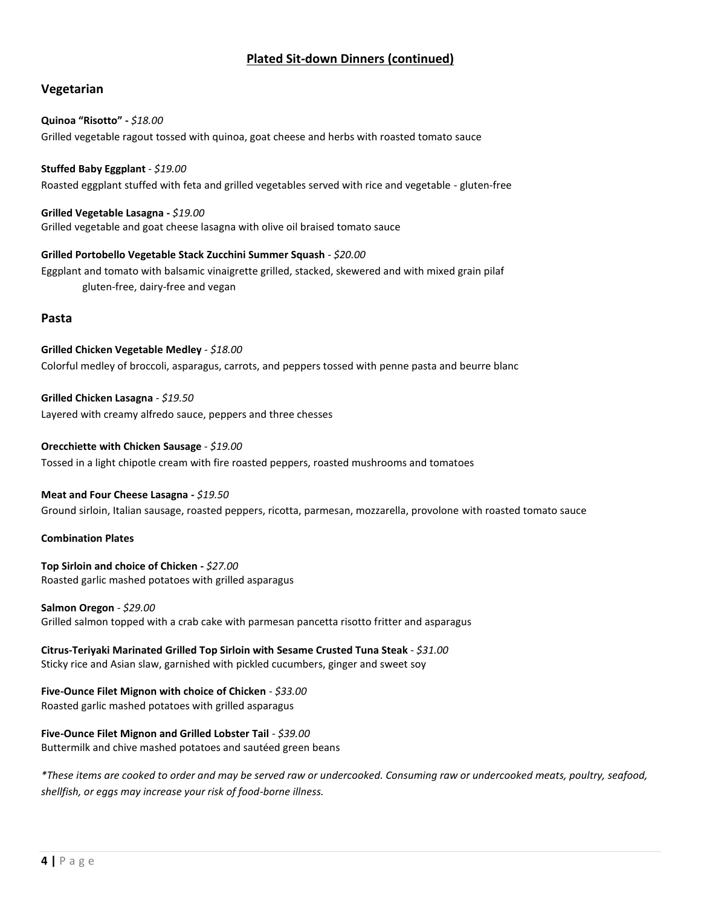## Plated Sit-down Dinners (continued)

### Vegetarian

**Quinoa "Risotto" -** *$18.00*
Grilled vegetable ragout tossed with quinoa, goat cheese and herbs with roasted tomato sauce

**Stuffed Baby Eggplant** - *$19.00*
Roasted eggplant stuffed with feta and grilled vegetables served with rice and vegetable - gluten-free

**Grilled Vegetable Lasagna -** *$19.00*
Grilled vegetable and goat cheese lasagna with olive oil braised tomato sauce

**Grilled Portobello Vegetable Stack Zucchini Summer Squash** - *$20.00*
Eggplant and tomato with balsamic vinaigrette grilled, stacked, skewered and with mixed grain pilaf
gluten-free, dairy-free and vegan

### Pasta

**Grilled Chicken Vegetable Medley** - *$18.00*
Colorful medley of broccoli, asparagus, carrots, and peppers tossed with penne pasta and beurre blanc

**Grilled Chicken Lasagna** - *$19.50*
Layered with creamy alfredo sauce, peppers and three chesses

**Orecchiette with Chicken Sausage** - *$19.00*
Tossed in a light chipotle cream with fire roasted peppers, roasted mushrooms and tomatoes

**Meat and Four Cheese Lasagna -** *$19.50*
Ground sirloin, Italian sausage, roasted peppers, ricotta, parmesan, mozzarella, provolone with roasted tomato sauce

**Combination Plates**

**Top Sirloin and choice of Chicken -** *$27.00*
Roasted garlic mashed potatoes with grilled asparagus

**Salmon Oregon** - *$29.00*
Grilled salmon topped with a crab cake with parmesan pancetta risotto fritter and asparagus

**Citrus-Teriyaki Marinated Grilled Top Sirloin with Sesame Crusted Tuna Steak** - *$31.00*
Sticky rice and Asian slaw, garnished with pickled cucumbers, ginger and sweet soy

**Five-Ounce Filet Mignon with choice of Chicken** - *$33.00*
Roasted garlic mashed potatoes with grilled asparagus

**Five-Ounce Filet Mignon and Grilled Lobster Tail** - *$39.00*
Buttermilk and chive mashed potatoes and sautéed green beans

*\*These items are cooked to order and may be served raw or undercooked. Consuming raw or undercooked meats, poultry, seafood, shellfish, or eggs may increase your risk of food-borne illness.*